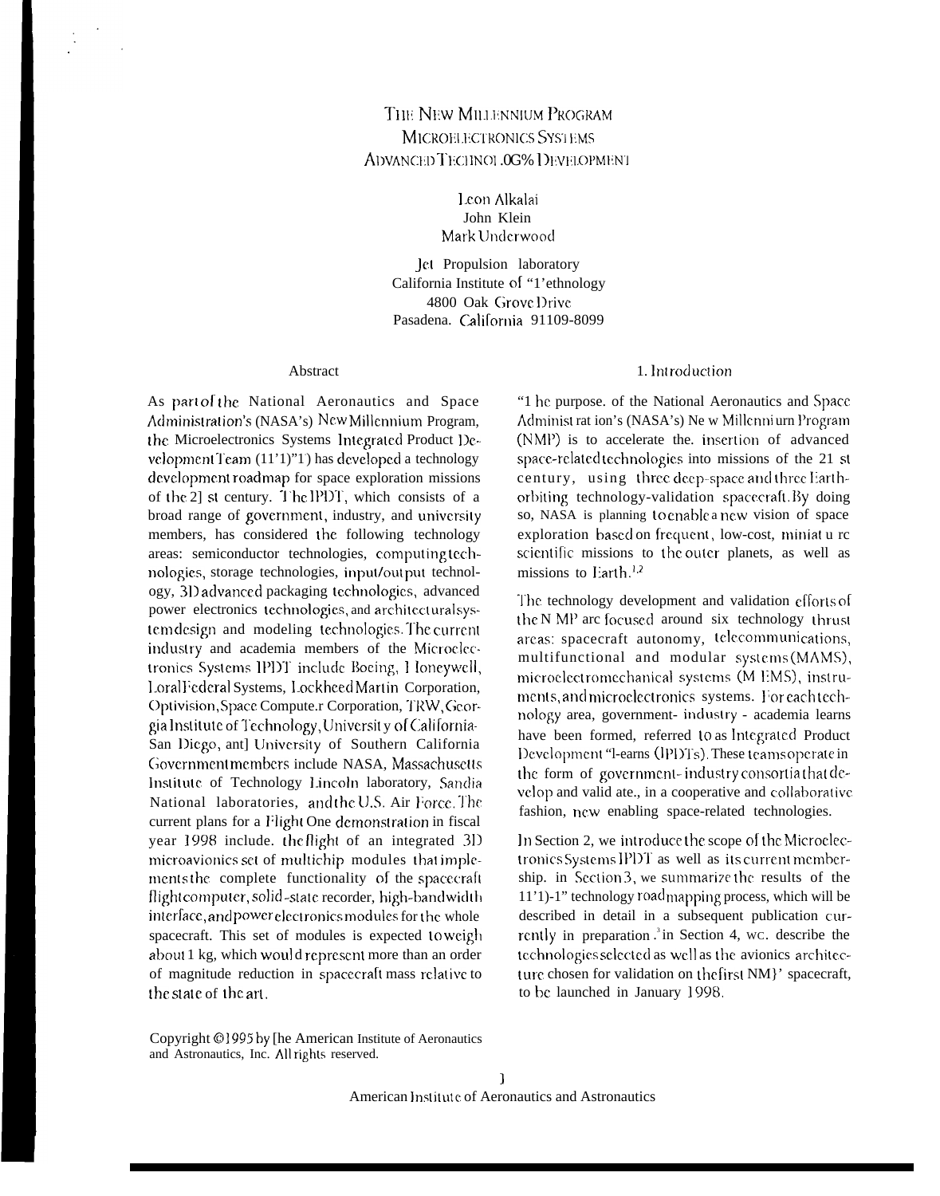# THE NEW MILLENNIUM PROGRAM MICROELECTRONICS SYSTEMS ADVANCED TECHNOLOGY DEVELOPMENT

Leon Alkalai
John Klein
Mark Underwood

Jet Propulsion laboratory
California Institute of Technology
4800 Oak Grove Drive
Pasadena. California 91109-8099

## Abstract

As part of the National Aeronautics and Space Administration's (NASA's) New Millennium Program, the Microelectronics Systems Integrated Product Development Team (IPDT) has developed a technology development roadmap for space exploration missions of the 21 st century. The IPDT, which consists of a broad range of government, industry, and university members, has considered the following technology areas: semiconductor technologies, computing technologies, storage technologies, input/output technology, 3D advanced packaging technologies, advanced power electronics technologies, and architectural system design and modeling technologies. The current industry and academia members of the Microelectronics Systems IPDT include Boeing, Honeywell, Loral Federal Systems, Lockheed Martin Corporation, Optivision, Space Computer Corporation, TRW, Georgia Institute of Technology, University of California-San Diego, and University of Southern California. Government members include NASA, Massachusetts Institute of Technology Lincoln laboratory, Sandia National laboratories, and the U.S. Air Force. The current plans for a Flight One demonstration in fiscal year 1998 include. the flight of an integrated 3D microavionics set of multichip modules that implements the complete functionality of the spacecraft flight computer, solid-state recorder, high-bandwidth interface, and power electronics modules for the whole spacecraft. This set of modules is expected to weigh about 1 kg, which would represent more than an order of magnitude reduction in spacecraft mass relative to the state of the art.

Copyright ©1995 by the American Institute of Aeronautics and Astronautics, Inc. All rights reserved.

## 1. Introduction

The purpose. of the National Aeronautics and Space Administration's (NASA's) New Millennium Program (NMP) is to accelerate the. insertion of advanced space-related technologies into missions of the 21 st century, using three deep-space and three Earth-orbiting technology-validation spacecraft. By doing so, NASA is planning to enable a new vision of space exploration based on frequent, low-cost, miniature scientific missions to the outer planets, as well as missions to Earth.[1,2]

The technology development and validation efforts of the NMP are focused around six technology thrust areas: spacecraft autonomy, telecommunications, multifunctional and modular systems (MAMS), microelectromechanical systems (MEMS), instruments, and microelectronics systems. For each technology area, government- industry - academia teams have been formed, referred to as Integrated Product Development Teams (IPDTs). These teams operate in the form of government- industry consortia that develop and validate., in a cooperative and collaborative fashion, new enabling space-related technologies.

In Section 2, we introduce the scope of the Microelectronics Systems IPDT as well as its current membership. in Section 3, we summarize the results of the IPDT technology roadmapping process, which will be described in detail in a subsequent publication currently in preparation.[3] in Section 4, we. describe the technologies selected as well as the avionics architecture chosen for validation on the first NMP spacecraft, to be launched in January 1998.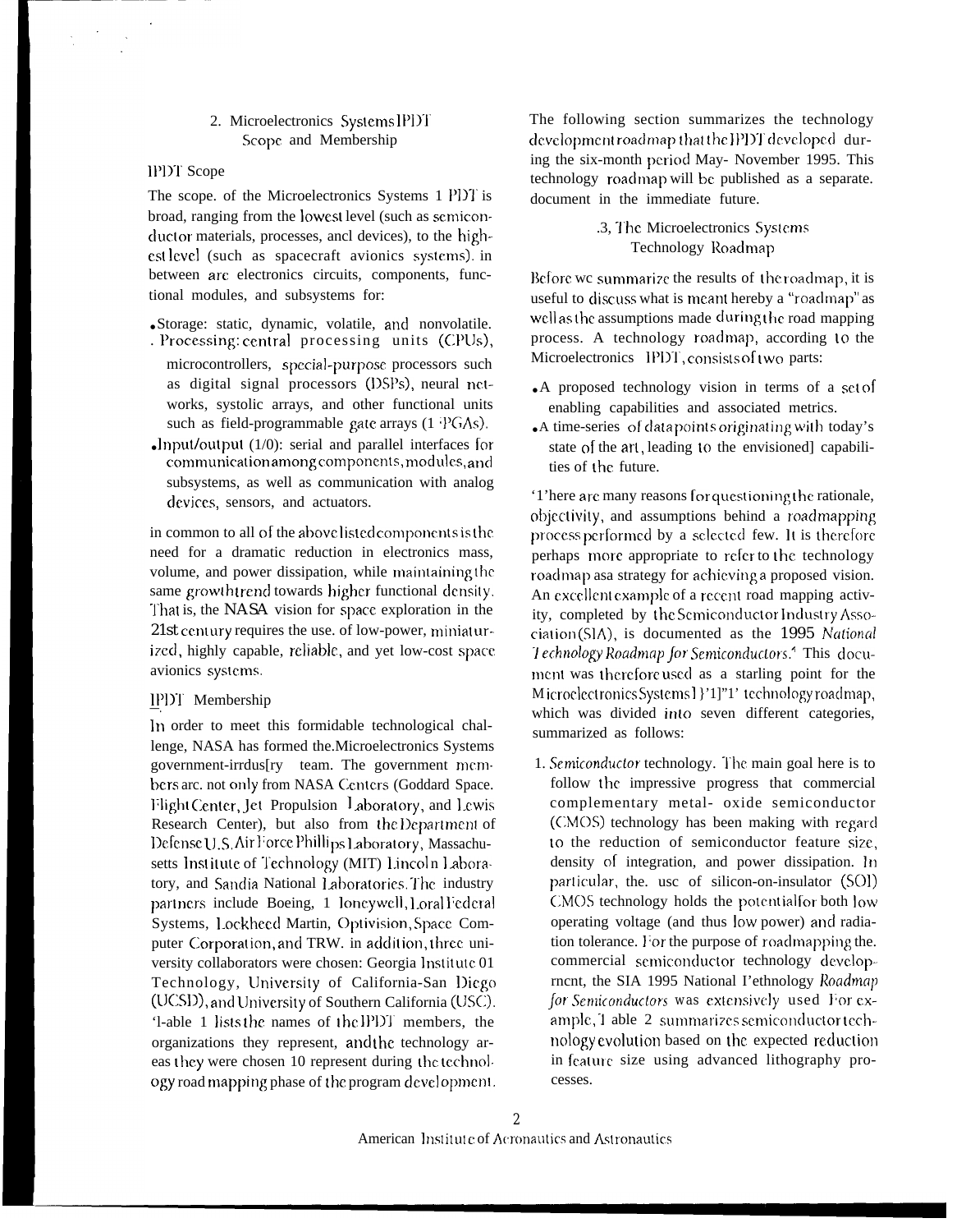## 2. Microelectronics Systems IPDT Scope and Membership

### IPDT Scope

The scope. of the Microelectronics Systems 1 PDT is broad, ranging from the lowest level (such as semiconductor materials, processes, ancl devices), to the highest level (such as spacecraft avionics systems). in between arc electronics circuits, components, functional modules, and subsystems for:

- Storage: static, dynamic, volatile, and nonvolatile.
- Processing: central processing units (CPUs), microcontrollers, special-purpose processors such as digital signal processors (DSPs), neural networks, systolic arrays, and other functional units such as field-programmable gate arrays (FPGAs).
- Input/output (1/0): serial and parallel interfaces for communication among components, modules, and subsystems, as well as communication with analog devices, sensors, and actuators.

in common to all of the above listed components is the need for a dramatic reduction in electronics mass, volume, and power dissipation, while maintaining the same growth trend towards higher functional density. That is, the NASA vision for space exploration in the 21st century requires the use. of low-power, miniaturized, highly capable, reliable, and yet low-cost space avionics systems.

### IPDT Membership

In order to meet this formidable technological challenge, NASA has formed the.Microelectronics Systems government-irrdus[ry team. The government members arc. not only from NASA Centers (Goddard Space. Flight Center, Jet Propulsion Laboratory, and Lewis Research Center), but also from the Department of Defense U.S. Air Force Phillips Laboratory, Massachusetts Institute of Technology (MIT) Lincoln Laboratory, and Sandia National Laboratories. The industry partners include Boeing, 1 loneywell, Loral Federal Systems, Lockheed Martin, Optivision, Space Computer Corporation, and TRW. in addition, three university collaborators were chosen: Georgia Institute 01 Technology, University of California-San Diego (UCSD), and University of Southern California (USC). Table 1 lists the names of the IPDT members, the organizations they represent, and the technology areas they were chosen 10 represent during the technology road mapping phase of the program development.

The following section summarizes the technology development roadmap that the IPDT developed during the six-month period May- November 1995. This technology roadmap will be published as a separate. document in the immediate future.

## 3, The Microelectronics Systems Technology Roadmap

Before wc summarize the results of the roadmap, it is useful to discuss what is meant hereby a "roadmap" as well as the assumptions made during the road mapping process. A technology roadmap, according to the Microelectronics IPDT, consists of two parts:

- A proposed technology vision in terms of a set of enabling capabilities and associated metrics.
- A time-series of data points originating with today's state of the art, leading to the envisioned] capabilities of the future.

There are many reasons for questioning the rationale, objectivity, and assumptions behind a roadmapping process performed by a selected few. It is therefore perhaps more appropriate to refer to the technology roadmap as a strategy for achieving a proposed vision. An excellent example of a recent road mapping activity, completed by the Semiconductor Industry Association (SIA), is documented as the 1995 *National Technology Roadmap for Semiconductors*.[4] This document was therefore used as a starting point for the Microelectronics Systems IPDT technology roadmap, which was divided into seven different categories, summarized as follows:

1. *Semiconductor* technology. The main goal here is to follow the impressive progress that commercial complementary metal- oxide semiconductor (CMOS) technology has been making with regard to the reduction of semiconductor feature size, density of integration, and power dissipation. In particular, the. usc of silicon-on-insulator (SOI) CMOS technology holds the potential for both low operating voltage (and thus low power) and radiation tolerance. For the purpose of roadmapping the. commercial semiconductor technology development, the SIA 1995 National Technology *Roadmap for Semiconductors* was extensively used For example, Table 2 summarizes semiconductor technology evolution based on the expected reduction in feature size using advanced lithography processes.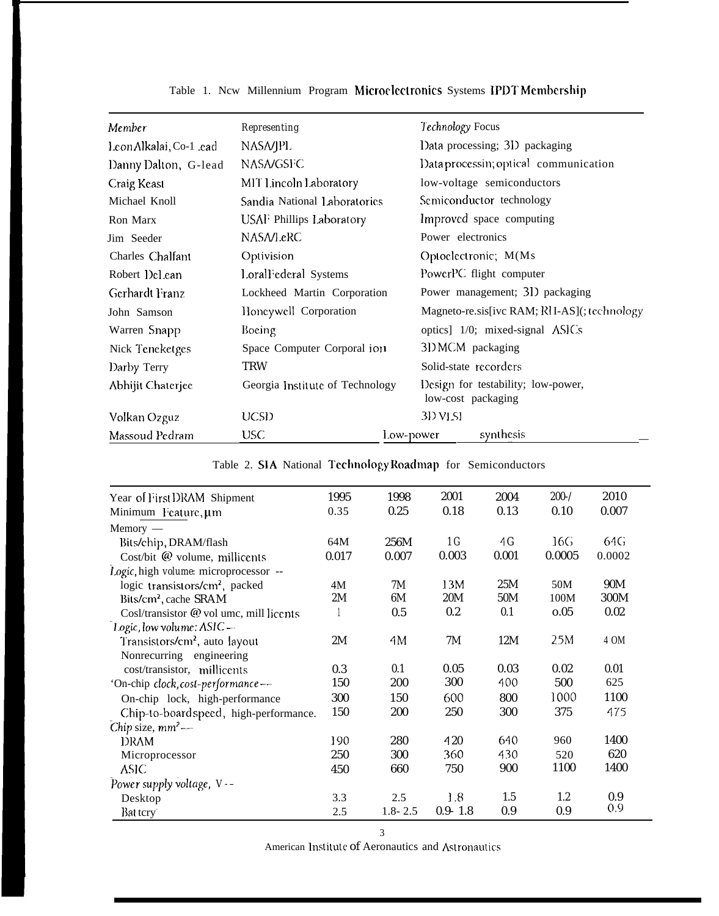Table 1. Ncw Millennium Program Microelectronics Systems IPDT Membership

| *Member* | Representing | *Technology* Focus |
|---|---|---|
| Leon Alkalai, Co-1 .ead | NASA/JPL | Data processing; 3D packaging |
| Danny Dalton, G-lead | NASA/GSFC | Data processin; optical communication |
| Craig Keast | MIT Lincoln Laboratory | low-voltage semiconductors |
| Michael Knoll | Sandia National Laboratories | Semiconductor technology |
| Ron Marx | USAF Phillips Laboratory | Improved space computing |
| Jim Seeder | NASA/LeRC | Power electronics |
| Charles Chalfant | Optivision | Optoelectronic; M(Ms |
| Robert DeLean | Loral Federal Systems | PowerPC flight computer |
| Gerhardt Franz | Lockheed Martin Corporation | Power management; 3D packaging |
| John Samson | Honeywell Corporation | Magneto-re.sis[ivc RAM; RH-AS](; technology |
| Warren Snapp | Boeing | optics] 1/0; mixed-signal ASICs |
| Nick Teneketges | Space Computer Corporal ion | 3D MCM packaging |
| Darby Terry | TRW | Solid-state recorders |
| Abhijit Chaterjee | Georgia Institute of Technology | Design for testability; low-power, low-cost packaging |
| Volkan Ozguz | UCSD | 3D VLSI |
| Massoud Pedram | USC | Low-power synthesis |

Table 2. SIA National Technology Roadmap for Semiconductors

| Year of First DRAM Shipment | 1995 | 1998 | 2001 | 2004 | 200-/ | 2010 |
|---|---|---|---|---|---|---|
| Minimum Feature, μm | 0.35 | 0.25 | 0.18 | 0.13 | 0.10 | 0.007 |
| Memory — | | | | | | |
| Bits/chip, DRAM/flash | 64M | 256M | 1G | 4G | 16G | 64G |
| Cost/bit @ volume, millicents | 0.017 | 0.007 | 0.003 | 0.001 | 0.0005 | 0.0002 |
| *Logic*, high volume: microprocessor -- | | | | | | |
| logic transistors/cm², packed | 4M | 7M | 13M | 25M | 50M | 90M |
| Bits/cm², cache SRAM | 2M | 6M | 20M | 50M | 100M | 300M |
| Cosl/transistor @ vol umc, mill liccnts | 1 | 0.5 | 0.2 | 0.1 | o.05 | 0.02 |
| *Logic, low volume: ASIC* -- | | | | | | |
| Transistors/cm², auto layout | 2M | 4M | 7M | 12M | 25M | 4 OM |
| Nonrecurring engineering cost/transistor, millicents | 0.3 | 0.1 | 0.05 | 0.03 | 0.02 | 0.01 |
| 'On-chip *clock, cost-performance* -- | 150 | 200 | 300 | 400 | 500 | 625 |
| On-chip lock, high-performance | 300 | 150 | 600 | 800 | 1000 | 1100 |
| Chip-to-board speed, high-performance. | 150 | 200 | 250 | 300 | 375 | 475 |
| *Chip* size, *mm²* -- | | | | | | |
| DRAM | 190 | 280 | 420 | 640 | 960 | 1400 |
| Microprocessor | 250 | 300 | 360 | 430 | 520 | 620 |
| ASIC | 450 | 660 | 750 | 900 | 1100 | 1400 |
| *Power supply voltage*, V -- | | | | | | |
| Desktop | 3.3 | 2.5 | 1.8 | 1.5 | 1.2 | 0.9 |
| Battery | 2.5 | 1.8- 2.5 | 0.9- 1.8 | 0.9 | 0.9 | 0.9 |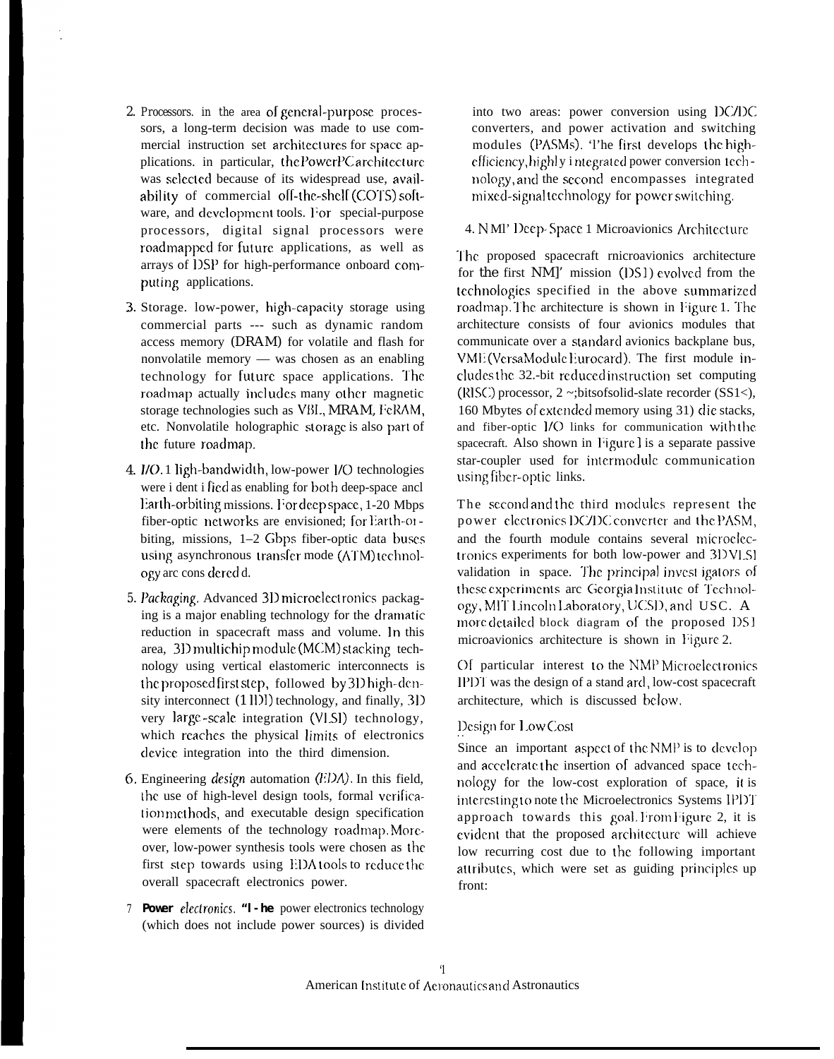2. Processors. in the area of general-purpose processors, a long-term decision was made to use commercial instruction set architectures for space applications. in particular, the PowerPC architecture was selected because of its widespread use, availability of commercial off-the-shelf (COTS) software, and development tools. For special-purpose processors, digital signal processors were roadmapped for future applications, as well as arrays of DSP for high-performance onboard computing applications.

3. Storage. low-power, high-capacity storage using commercial parts --- such as dynamic random access memory (DRAM) for volatile and flash for nonvolatile memory — was chosen as an enabling technology for future space applications. The roadmap actually includes many other magnetic storage technologies such as VBL, MRAM, FeRAM, etc. Nonvolatile holographic storage is also part of the future roadmap.

4. *I/O.* High-bandwidth, low-power I/O technologies were identified as enabling for both deep-space and Earth-orbiting missions. For deep space, 1-20 Mbps fiber-optic networks are envisioned; for Earth-orbiting, missions, 1–2 Gbps fiber-optic data buses using asynchronous transfer mode (ATM) technology are considered.

5. *Packaging.* Advanced 3D microelectronics packaging is a major enabling technology for the dramatic reduction in spacecraft mass and volume. In this area, 3D multichip module (MCM) stacking technology using vertical elastomeric interconnects is the proposed first step, followed by 3D high-density interconnect (HDI) technology, and finally, 3D very large-scale integration (VLSI) technology, which reaches the physical limits of electronics device integration into the third dimension.

6. Engineering *design* automation *(EDA)*. In this field, the use of high-level design tools, formal verification methods, and executable design specification were elements of the technology roadmap. Moreover, low-power synthesis tools were chosen as the first step towards using EDA tools to reduce the overall spacecraft electronics power.

7. **Power** *electronics.* **The** power electronics technology (which does not include power sources) is divided into two areas: power conversion using DC/DC converters, and power activation and switching modules (PASMs). The first develops the high-efficiency, highly integrated power conversion technology, and the second encompasses integrated mixed-signal technology for power switching.

## 4. NMP Deep-Space 1 Microavionics Architecture

The proposed spacecraft microavionics architecture for the first NMP mission (DS1) evolved from the technologies specified in the above summarized roadmap. The architecture is shown in Figure 1. The architecture consists of four avionics modules that communicate over a standard avionics backplane bus, VME (VersaModule Eurocard). The first module includes the 32-bit reduced instruction set computing (RISC) processor, 2 ~;bitsofsolid-slate recorder (SSR), 160 Mbytes of extended memory using 3D die stacks, and fiber-optic I/O links for communication with the spacecraft. Also shown in Figure 1 is a separate passive star-coupler used for intermodule communication using fiber-optic links.

The second and the third modules represent the power electronics DC/DC converter and the PASM, and the fourth module contains several microelectronics experiments for both low-power and 3D VLSI validation in space. The principal investigators of these experiments are Georgia Institute of Technology, MIT Lincoln Laboratory, UCSD, and USC. A more detailed block diagram of the proposed DS1 microavionics architecture is shown in Figure 2.

Of particular interest to the NMP Microelectronics IPDT was the design of a standard, low-cost spacecraft architecture, which is discussed below.

### Design for Low Cost

Since an important aspect of the NMP is to develop and accelerate the insertion of advanced space technology for the low-cost exploration of space, it is interesting to note the Microelectronics Systems IPDT approach towards this goal. From Figure 2, it is evident that the proposed architecture will achieve low recurring cost due to the following important attributes, which were set as guiding principles up front: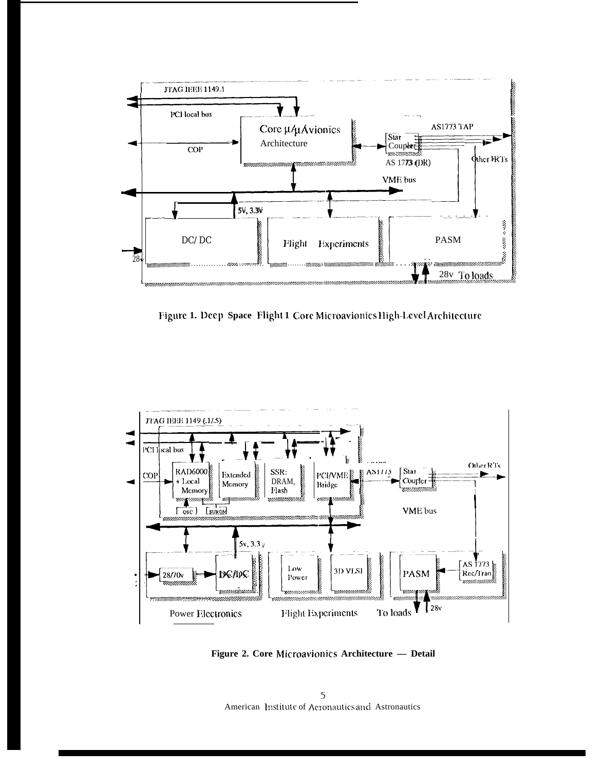Figure 1. Deep Space Flight 1 Core Microavionics High-Level Architecture

Figure 2. Core Microavionics Architecture — Detail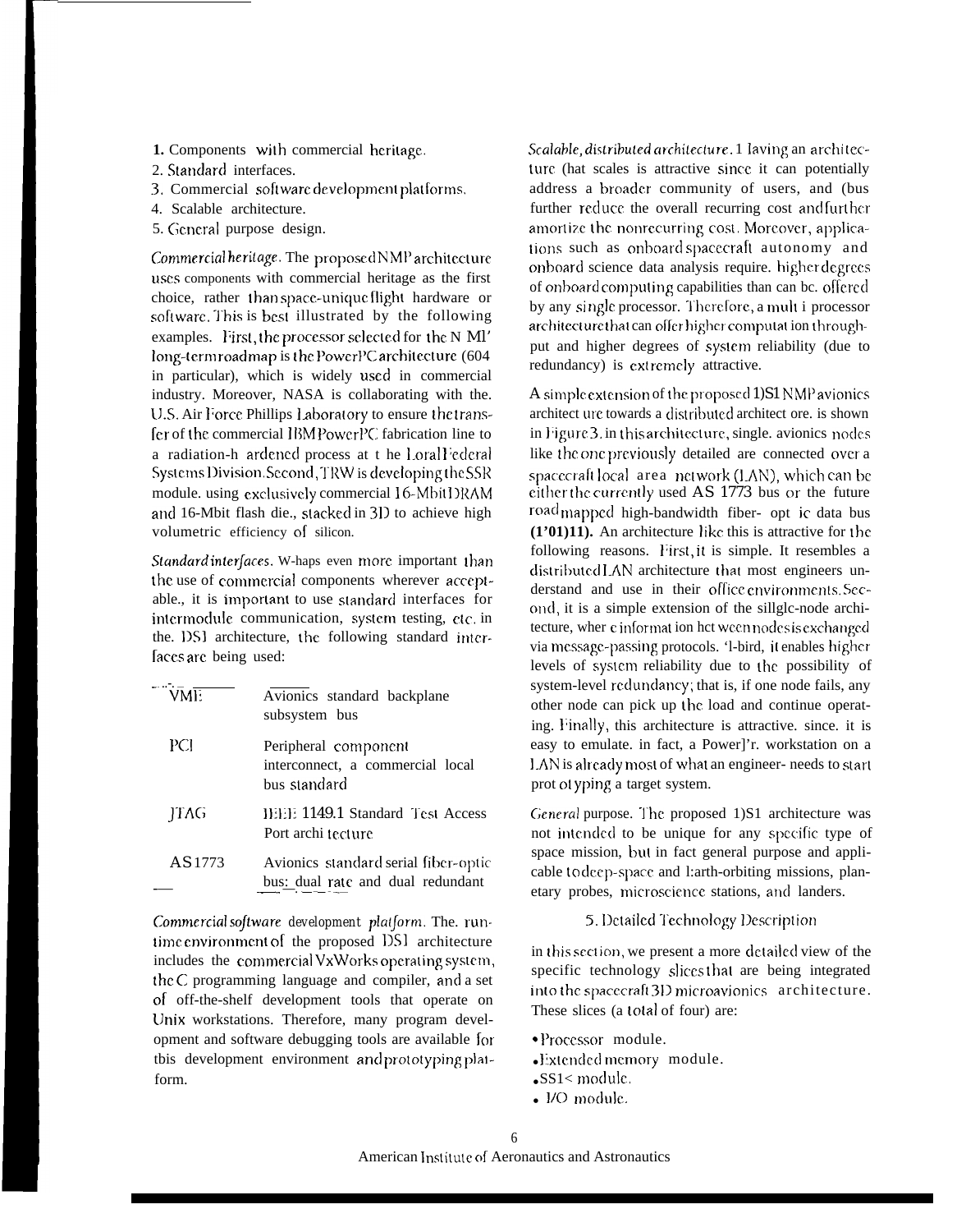1. Components with commercial heritage.
2. Standard interfaces.
3. Commercial software development platforms.
4. Scalable architecture.
5. General purpose design.

*Commercial heritage*. The proposed NMP architecture uses components with commercial heritage as the first choice, rather than space-unique flight hardware or software. This is best illustrated by the following examples. First, the processor selected for the NMP long-term roadmap is the PowerPC architecture (604 in particular), which is widely used in commercial industry. Moreover, NASA is collaborating with the U.S. Air Force Phillips Laboratory to ensure the transfer of the commercial IBM PowerPC fabrication line to a radiation-hardened process at the Loral Federal Systems Division. Second, TRW is developing the SSR module using exclusively commercial 16-Mbit DRAM and 16-Mbit flash die, stacked in 3D to achieve high volumetric efficiency of silicon.

*Standard interfaces*. Perhaps even more important than the use of commercial components wherever acceptable, it is important to use standard interfaces for intermodule communication, system testing, etc. in the DS1 architecture, the following standard interfaces are being used:

| | |
|---|---|
| VME | Avionics standard backplane subsystem bus |
| PCI | Peripheral component interconnect, a commercial local bus standard |
| JTAG | IEEE 1149.1 Standard Test Access Port architecture |
| AS1773 | Avionics standard serial fiber-optic bus: dual rate and dual redundant |

*Commercial software development platform*. The runtime environment of the proposed DS1 architecture includes the commercial VxWorks operating system, the C programming language and compiler, and a set of off-the-shelf development tools that operate on Unix workstations. Therefore, many program development and software debugging tools are available for this development environment and prototyping platform.

*Scalable, distributed architecture*. Having an architecture that scales is attractive since it can potentially address a broader community of users, and thus further reduce the overall recurring cost and further amortize the nonrecurring cost. Moreover, applications such as onboard spacecraft autonomy and onboard science data analysis require higher degrees of onboard computing capabilities than can be offered by any single processor. Therefore, a multiprocessor architecture that can offer higher computation throughput and higher degrees of system reliability (due to redundancy) is extremely attractive.

A simple extension of the proposed DS1 NMP avionics architecture towards a distributed architecture is shown in Figure 3. in this architecture, single avionics nodes like the one previously detailed are connected over a spacecraft local area network (LAN), which can be either the currently used AS 1773 bus or the future road mapped high-bandwidth fiber-optic data bus **(FODB)**. An architecture like this is attractive for the following reasons. First, it is simple. It resembles a distributed LAN architecture that most engineers understand and use in their office environments. Second, it is a simple extension of the single-node architecture, where information between nodes is exchanged via message-passing protocols. Third, it enables higher levels of system reliability due to the possibility of system-level redundancy; that is, if one node fails, any other node can pick up the load and continue operating. Finally, this architecture is attractive since it is easy to emulate. in fact, a PowerPC workstation on a LAN is already most of what an engineer needs to start prototyping a target system.

*General purpose*. The proposed DS1 architecture was not intended to be unique for any specific type of space mission, but in fact general purpose and applicable to deep-space and Earth-orbiting missions, planetary probes, microscience stations, and landers.

## 5. Detailed Technology Description

in this section, we present a more detailed view of the specific technology slices that are being integrated into the spacecraft 3D microavionics architecture. These slices (a total of four) are:

- Processor module.
- Extended memory module.
- SSR module.
- I/O module.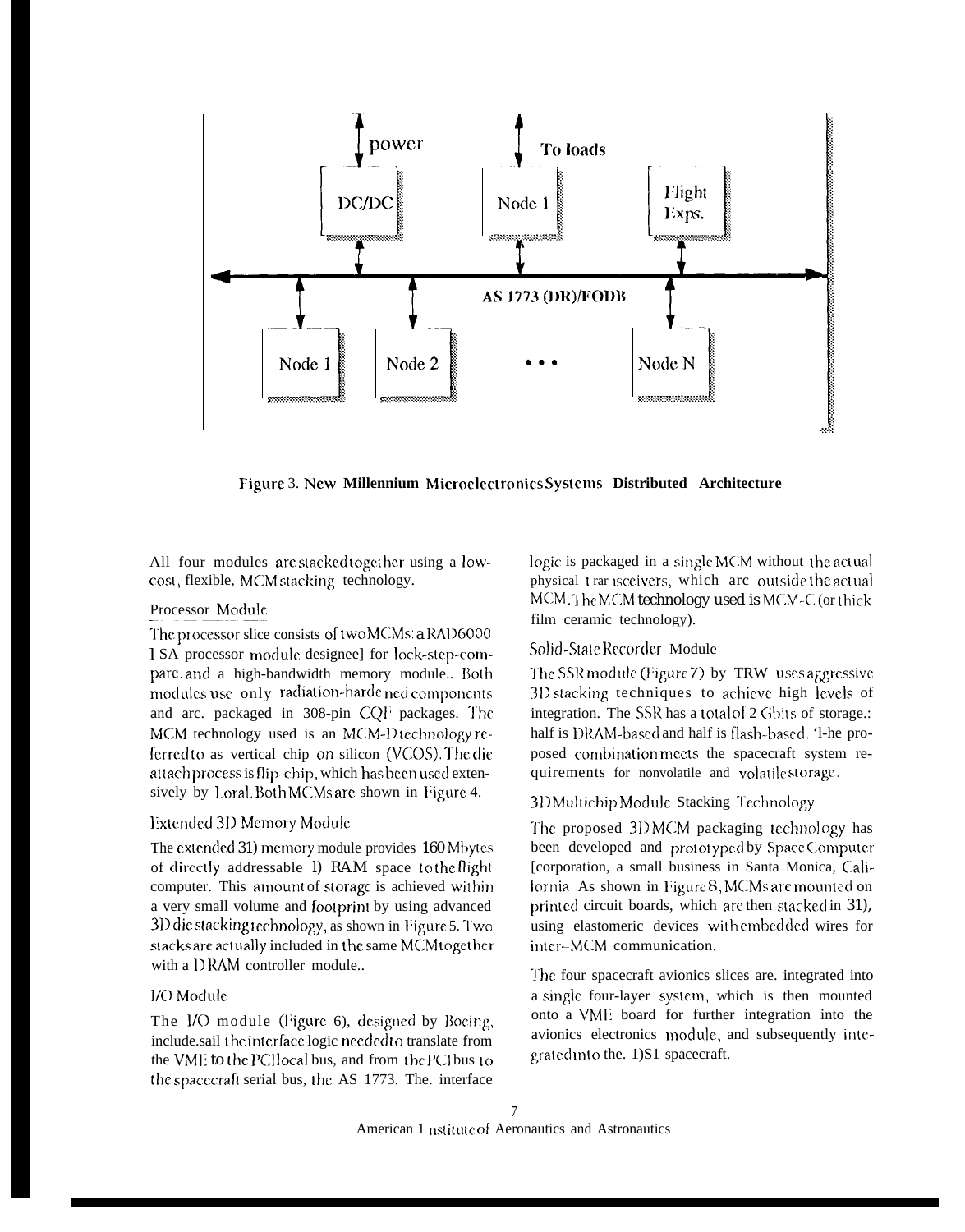Figure 3. New Millennium Microelectronics Systems Distributed Architecture

All four modules are stacked together using a low-cost, flexible, MCM stacking technology.

### Processor Module

The processor slice consists of two MCMs: a RAD6000 l SA processor module designee] for lock-step-compare, and a high-bandwidth memory module.. Both modules use only radiation-hardened components and are. packaged in 308-pin CQF packages. The MCM technology used is an MCM-D technology referred to as vertical chip on silicon (VCOS). The die attach process is flip-chip, which has been used extensively by Loral. Both MCMs are shown in Figure 4.

### Extended 3D Memory Module

The extended 3D memory module provides 160 Mbytes of directly addressable D RAM space to the flight computer. This amount of storage is achieved within a very small volume and footprint by using advanced 3D die stacking technology, as shown in Figure 5. Two stacks are actually included in the same MCM together with a D RAM controller module..

### I/O Module

The I/O module (Figure 6), designed by Boeing, include.sail the interface logic needed to translate from the VME to the PCI local bus, and from the PCI bus to the spacecraft serial bus, the AS 1773. The. interface logic is packaged in a single MCM without the actual physical transceivers, which are outside the actual MCM. The MCM technology used is MCM-C (or thick film ceramic technology).

### Solid-State Recorder Module

The SSR module (Figure 7) by TRW uses aggressive 3D stacking techniques to achieve high levels of integration. The SSR has a total of 2 Gbits of storage.: half is DRAM-based and half is flash-based. The proposed combination meets the spacecraft system requirements for nonvolatile and volatile storage.

### 3D Multichip Module Stacking Technology

The proposed 3D MCM packaging technology has been developed and prototyped by Space Computer [corporation, a small business in Santa Monica, California. As shown in Figure 8, MCMs are mounted on printed circuit boards, which are then stacked in 3D, using elastomeric devices with embedded wires for inter-MCM communication.

The four spacecraft avionics slices are. integrated into a single four-layer system, which is then mounted onto a VME board for further integration into the avionics electronics module, and subsequently integrated into the. DS1 spacecraft.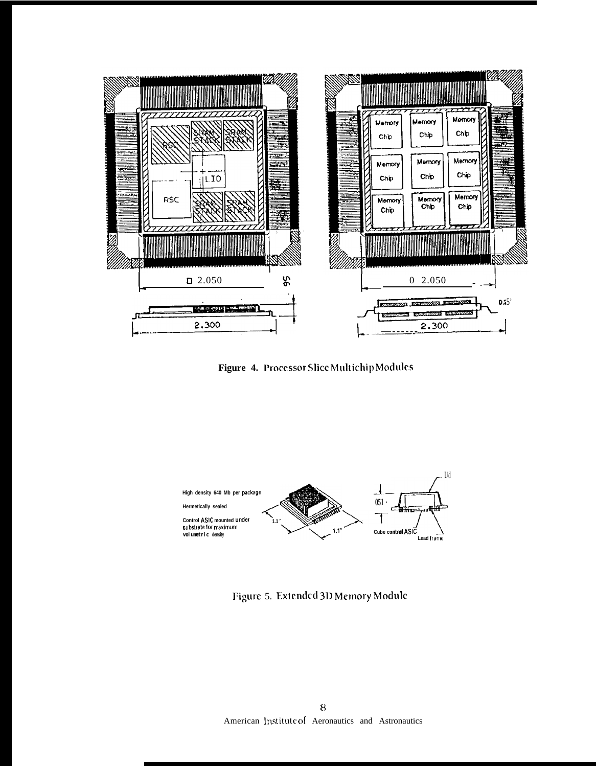Figure 4. Processor Slice Multichip Modules

Figure 5. Extended 3D Memory Module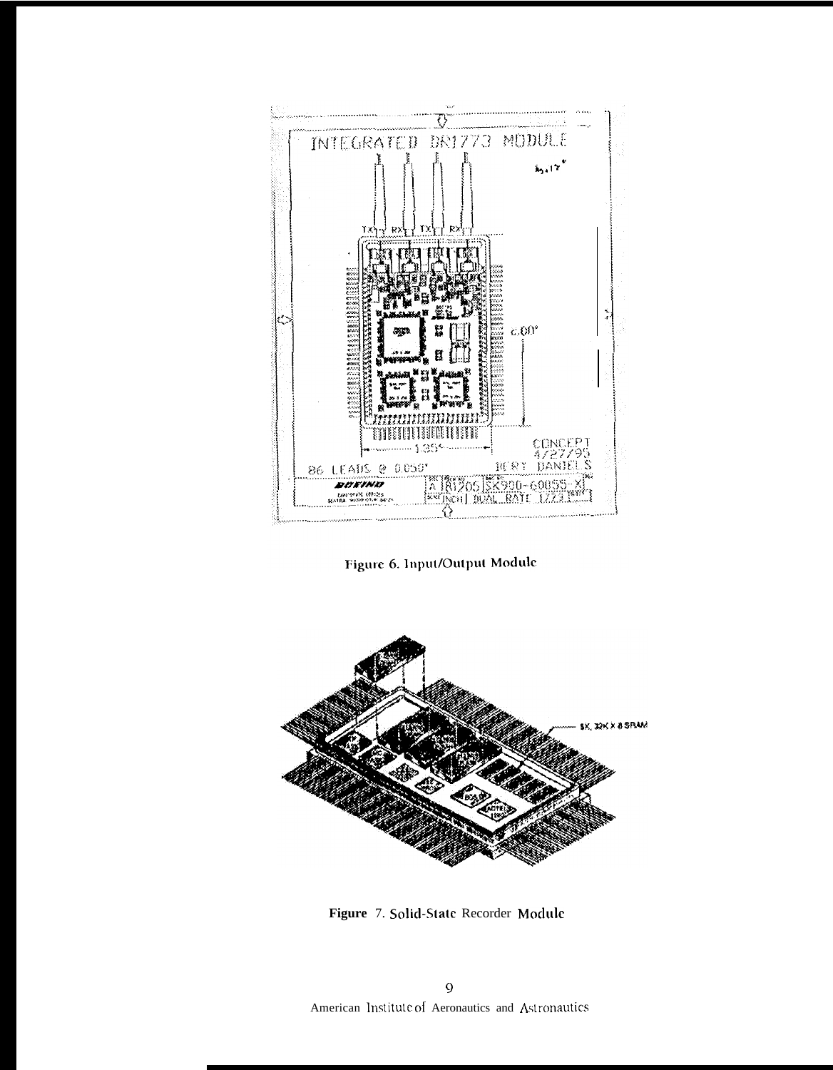Figure 6. Input/Output Module

Figure 7. Solid-State Recorder Module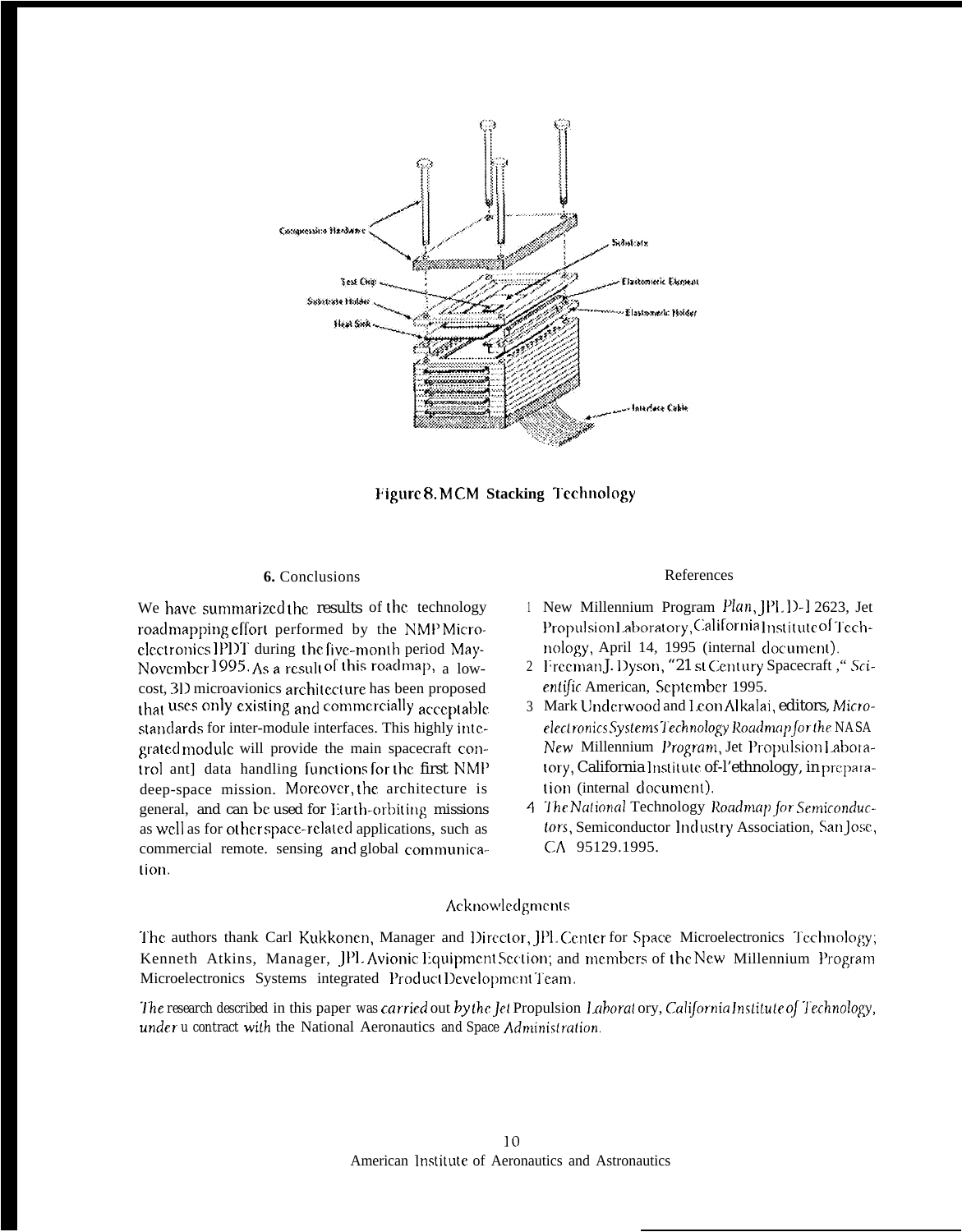Compression Hardware

Substrate

Test Chip

Substrate Holder

Heat Sink

Elastomeric Element

Elastomeric Holder

Interface Cable

Figure 8. MCM Stacking Technology

## 6. Conclusions

We have summarized the results of the technology roadmapping effort performed by the NMP Microelectronics IPDT during the five-month period May-November 1995. As a result of this roadmap, a low-cost, 3D microavionics architecture has been proposed that uses only existing and commercially acceptable standards for inter-module interfaces. This highly integrated module will provide the main spacecraft control and data handling functions for the first NMP deep-space mission. Moreover, the architecture is general, and can be used for Earth-orbiting missions as well as for other space-related applications, such as commercial remote. sensing and global communication.

## References

1. New Millennium Program *Plan*, JPL D-12623, Jet Propulsion Laboratory, California Institute of Technology, April 14, 1995 (internal document).
2. Freeman J. Dyson, "21 st Century Spacecraft," *Scientific* American, September 1995.
3. Mark Underwood and Leon Alkalai, editors, *Microelectronics Systems Technology Roadmap for the* NASA *New* Millennium *Program*, Jet Propulsion Laboratory, California Institute of Technology, in preparation (internal document).
4. *The National* Technology *Roadmap for Semiconductors*, Semiconductor Industry Association, San Jose, CA 95129.1995.

## Acknowledgments

The authors thank Carl Kukkonen, Manager and Director, JPL Center for Space Microelectronics Technology; Kenneth Atkins, Manager, JPL Avionic Equipment Section; and members of the New Millennium Program Microelectronics Systems integrated Product Development Team.

*The* research described in this paper was *carried* out *by the Jet* Propulsion *Laborat* ory, *California Institute of Technology, under* a contract *with* the National Aeronautics and Space *Administration*.

American Institute of Aeronautics and Astronautics